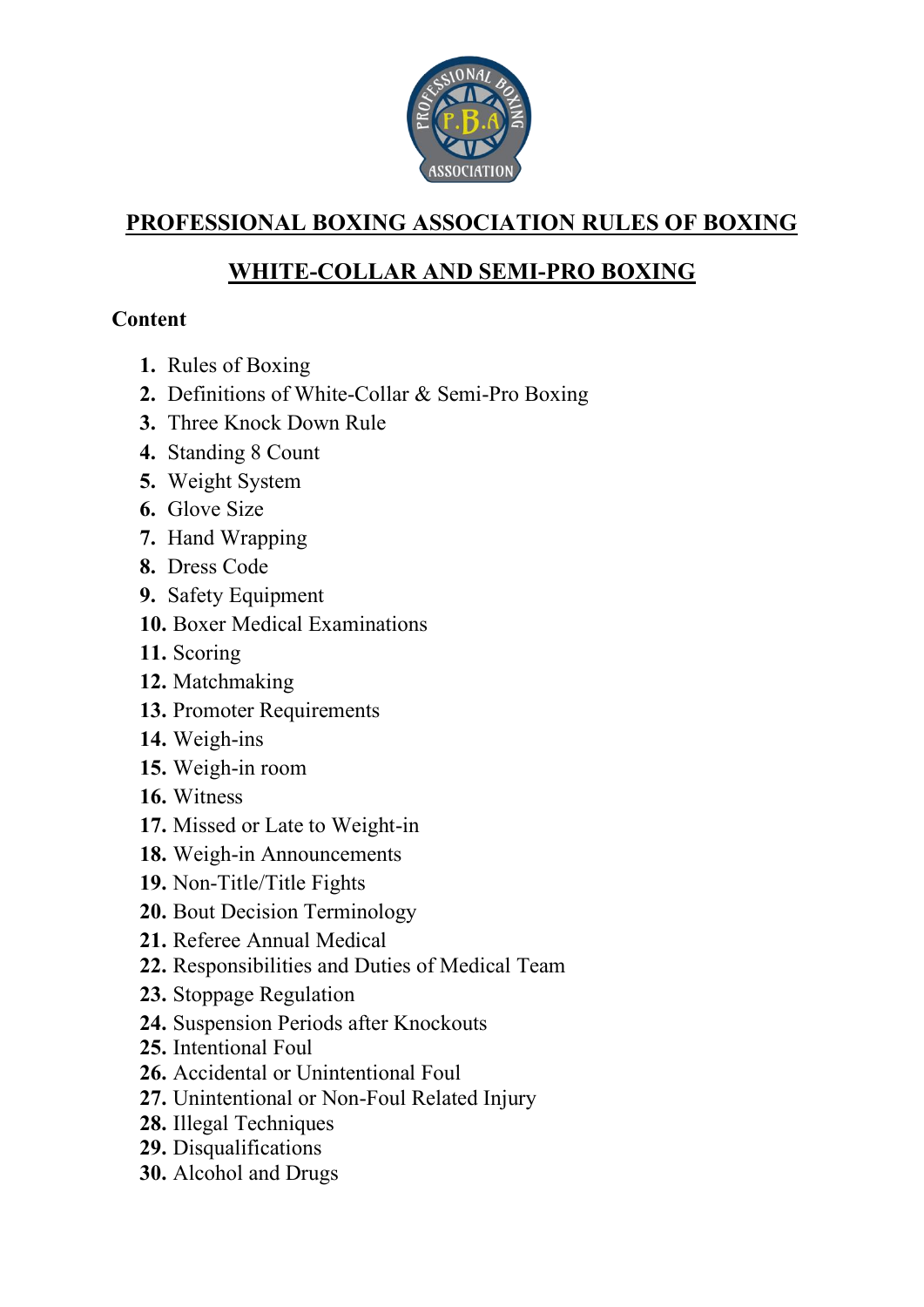# PROFESSIONAL BOXING ASSOCIATION RULES OF BOXING

## WHITE-COLLAR AND SEMI-PRO BOXING

**Content**

1. Rules of Boxing
2. Definitions of White-Collar & Semi-Pro Boxing
3. Three Knock Down Rule
4. Standing 8 Count
5. Weight System
6. Glove Size
7. Hand Wrapping
8. Dress Code
9. Safety Equipment
10. Boxer Medical Examinations
11. Scoring
12. Matchmaking
13. Promoter Requirements
14. Weigh-ins
15. Weigh-in room
16. Witness
17. Missed or Late to Weight-in
18. Weigh-in Announcements
19. Non-Title/Title Fights
20. Bout Decision Terminology
21. Referee Annual Medical
22. Responsibilities and Duties of Medical Team
23. Stoppage Regulation
24. Suspension Periods after Knockouts
25. Intentional Foul
26. Accidental or Unintentional Foul
27. Unintentional or Non-Foul Related Injury
28. Illegal Techniques
29. Disqualifications
30. Alcohol and Drugs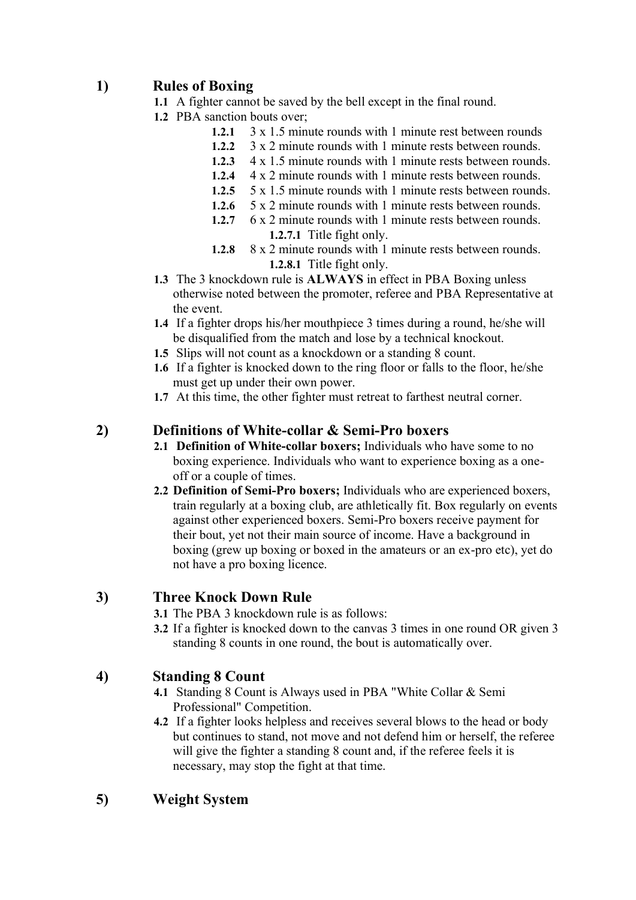## 1) Rules of Boxing

**1.1** A fighter cannot be saved by the bell except in the final round.

**1.2** PBA sanction bouts over;

- **1.2.1** 3 x 1.5 minute rounds with 1 minute rest between rounds
- **1.2.2** 3 x 2 minute rounds with 1 minute rests between rounds.
- **1.2.3** 4 x 1.5 minute rounds with 1 minute rests between rounds.
- **1.2.4** 4 x 2 minute rounds with 1 minute rests between rounds.
- **1.2.5** 5 x 1.5 minute rounds with 1 minute rests between rounds.
- **1.2.6** 5 x 2 minute rounds with 1 minute rests between rounds.
- **1.2.7** 6 x 2 minute rounds with 1 minute rests between rounds.
  - **1.2.7.1** Title fight only.
- **1.2.8** 8 x 2 minute rounds with 1 minute rests between rounds.
  - **1.2.8.1** Title fight only.

**1.3** The 3 knockdown rule is **ALWAYS** in effect in PBA Boxing unless otherwise noted between the promoter, referee and PBA Representative at the event.

**1.4** If a fighter drops his/her mouthpiece 3 times during a round, he/she will be disqualified from the match and lose by a technical knockout.

**1.5** Slips will not count as a knockdown or a standing 8 count.

**1.6** If a fighter is knocked down to the ring floor or falls to the floor, he/she must get up under their own power.

**1.7** At this time, the other fighter must retreat to farthest neutral corner.

## 2) Definitions of White-collar & Semi-Pro boxers

**2.1 Definition of White-collar boxers;** Individuals who have some to no boxing experience. Individuals who want to experience boxing as a one-off or a couple of times.

**2.2 Definition of Semi-Pro boxers;** Individuals who are experienced boxers, train regularly at a boxing club, are athletically fit. Box regularly on events against other experienced boxers. Semi-Pro boxers receive payment for their bout, yet not their main source of income. Have a background in boxing (grew up boxing or boxed in the amateurs or an ex-pro etc), yet do not have a pro boxing licence.

## 3) Three Knock Down Rule

**3.1** The PBA 3 knockdown rule is as follows:

**3.2** If a fighter is knocked down to the canvas 3 times in one round OR given 3 standing 8 counts in one round, the bout is automatically over.

## 4) Standing 8 Count

**4.1** Standing 8 Count is Always used in PBA "White Collar & Semi Professional" Competition.

**4.2** If a fighter looks helpless and receives several blows to the head or body but continues to stand, not move and not defend him or herself, the referee will give the fighter a standing 8 count and, if the referee feels it is necessary, may stop the fight at that time.

## 5) Weight System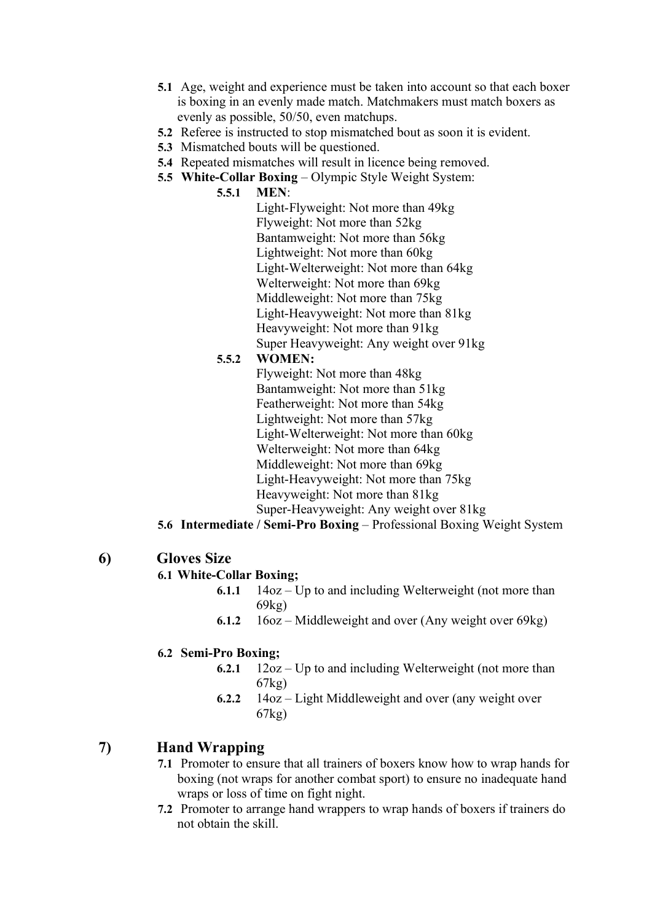**5.1** Age, weight and experience must be taken into account so that each boxer is boxing in an evenly made match. Matchmakers must match boxers as evenly as possible, 50/50, even matchups.

**5.2** Referee is instructed to stop mismatched bout as soon it is evident.

**5.3** Mismatched bouts will be questioned.

**5.4** Repeated mismatches will result in licence being removed.

**5.5** **White-Collar Boxing** – Olympic Style Weight System:

**5.5.1** **MEN**:

Light-Flyweight: Not more than 49kg
Flyweight: Not more than 52kg
Bantamweight: Not more than 56kg
Lightweight: Not more than 60kg
Light-Welterweight: Not more than 64kg
Welterweight: Not more than 69kg
Middleweight: Not more than 75kg
Light-Heavyweight: Not more than 81kg
Heavyweight: Not more than 91kg
Super Heavyweight: Any weight over 91kg

**5.5.2** **WOMEN:**

Flyweight: Not more than 48kg
Bantamweight: Not more than 51kg
Featherweight: Not more than 54kg
Lightweight: Not more than 57kg
Light-Welterweight: Not more than 60kg
Welterweight: Not more than 64kg
Middleweight: Not more than 69kg
Light-Heavyweight: Not more than 75kg
Heavyweight: Not more than 81kg
Super-Heavyweight: Any weight over 81kg

**5.6** **Intermediate / Semi-Pro Boxing** – Professional Boxing Weight System

## 6) Gloves Size

**6.1 White-Collar Boxing;**

**6.1.1** 14oz – Up to and including Welterweight (not more than 69kg)

**6.1.2** 16oz – Middleweight and over (Any weight over 69kg)

**6.2 Semi-Pro Boxing;**

**6.2.1** 12oz – Up to and including Welterweight (not more than 67kg)

**6.2.2** 14oz – Light Middleweight and over (any weight over 67kg)

## 7) Hand Wrapping

**7.1** Promoter to ensure that all trainers of boxers know how to wrap hands for boxing (not wraps for another combat sport) to ensure no inadequate hand wraps or loss of time on fight night.

**7.2** Promoter to arrange hand wrappers to wrap hands of boxers if trainers do not obtain the skill.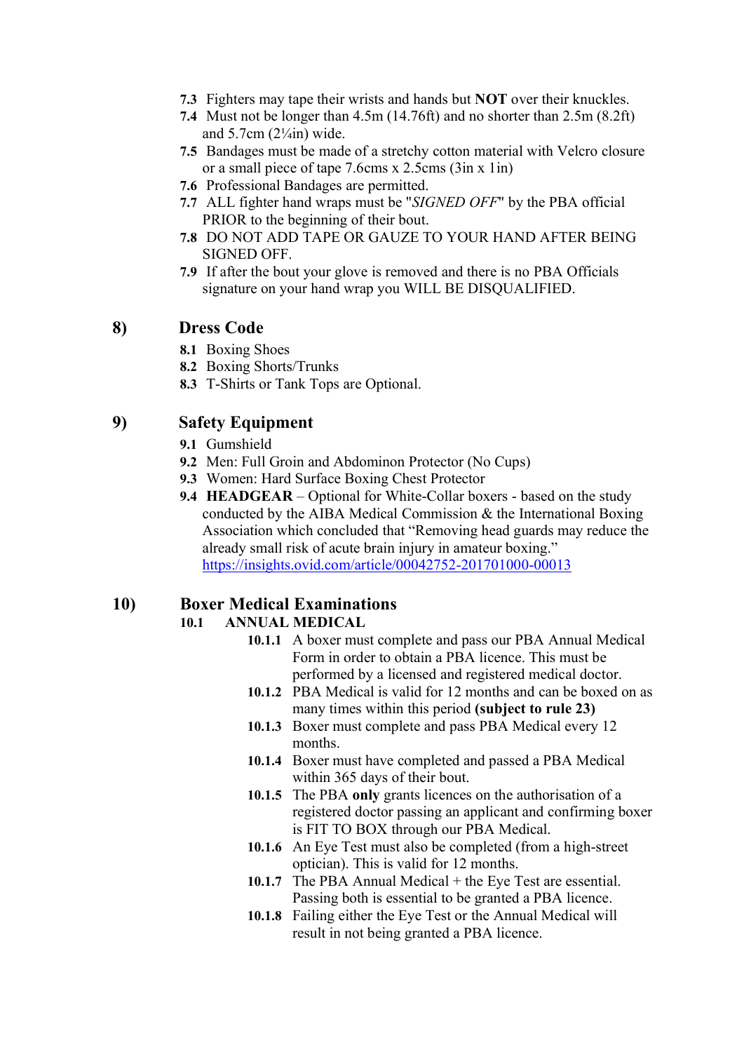**7.3** Fighters may tape their wrists and hands but **NOT** over their knuckles.
**7.4** Must not be longer than 4.5m (14.76ft) and no shorter than 2.5m (8.2ft) and 5.7cm (2¼in) wide.
**7.5** Bandages must be made of a stretchy cotton material with Velcro closure or a small piece of tape 7.6cms x 2.5cms (3in x 1in)
**7.6** Professional Bandages are permitted.
**7.7** ALL fighter hand wraps must be "*SIGNED OFF*" by the PBA official PRIOR to the beginning of their bout.
**7.8** DO NOT ADD TAPE OR GAUZE TO YOUR HAND AFTER BEING SIGNED OFF.
**7.9** If after the bout your glove is removed and there is no PBA Officials signature on your hand wrap you WILL BE DISQUALIFIED.

## 8) Dress Code

**8.1** Boxing Shoes
**8.2** Boxing Shorts/Trunks
**8.3** T-Shirts or Tank Tops are Optional.

## 9) Safety Equipment

**9.1** Gumshield
**9.2** Men: Full Groin and Abdominon Protector (No Cups)
**9.3** Women: Hard Surface Boxing Chest Protector
**9.4** **HEADGEAR** – Optional for White-Collar boxers - based on the study conducted by the AIBA Medical Commission & the International Boxing Association which concluded that "Removing head guards may reduce the already small risk of acute brain injury in amateur boxing." https://insights.ovid.com/article/00042752-201701000-00013

## 10) Boxer Medical Examinations

### 10.1 ANNUAL MEDICAL

**10.1.1** A boxer must complete and pass our PBA Annual Medical Form in order to obtain a PBA licence. This must be performed by a licensed and registered medical doctor.
**10.1.2** PBA Medical is valid for 12 months and can be boxed on as many times within this period **(subject to rule 23)**
**10.1.3** Boxer must complete and pass PBA Medical every 12 months.
**10.1.4** Boxer must have completed and passed a PBA Medical within 365 days of their bout.
**10.1.5** The PBA **only** grants licences on the authorisation of a registered doctor passing an applicant and confirming boxer is FIT TO BOX through our PBA Medical.
**10.1.6** An Eye Test must also be completed (from a high-street optician). This is valid for 12 months.
**10.1.7** The PBA Annual Medical + the Eye Test are essential. Passing both is essential to be granted a PBA licence.
**10.1.8** Failing either the Eye Test or the Annual Medical will result in not being granted a PBA licence.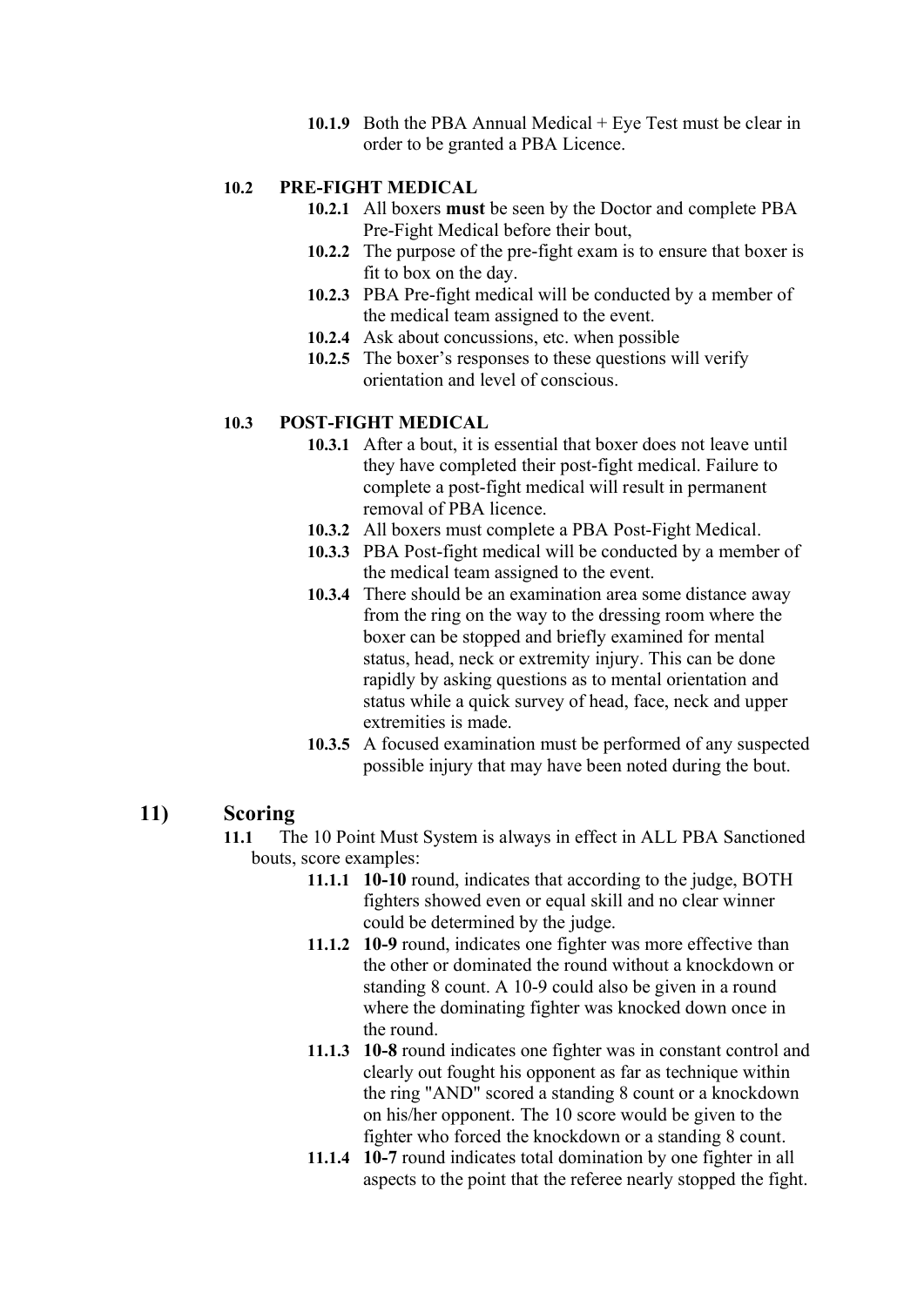**10.1.9** Both the PBA Annual Medical + Eye Test must be clear in order to be granted a PBA Licence.

### 10.2 PRE-FIGHT MEDICAL

**10.2.1** All boxers **must** be seen by the Doctor and complete PBA Pre-Fight Medical before their bout,

**10.2.2** The purpose of the pre-fight exam is to ensure that boxer is fit to box on the day.

**10.2.3** PBA Pre-fight medical will be conducted by a member of the medical team assigned to the event.

**10.2.4** Ask about concussions, etc. when possible

**10.2.5** The boxer's responses to these questions will verify orientation and level of conscious.

### 10.3 POST-FIGHT MEDICAL

**10.3.1** After a bout, it is essential that boxer does not leave until they have completed their post-fight medical. Failure to complete a post-fight medical will result in permanent removal of PBA licence.

**10.3.2** All boxers must complete a PBA Post-Fight Medical.

**10.3.3** PBA Post-fight medical will be conducted by a member of the medical team assigned to the event.

**10.3.4** There should be an examination area some distance away from the ring on the way to the dressing room where the boxer can be stopped and briefly examined for mental status, head, neck or extremity injury. This can be done rapidly by asking questions as to mental orientation and status while a quick survey of head, face, neck and upper extremities is made.

**10.3.5** A focused examination must be performed of any suspected possible injury that may have been noted during the bout.

## 11) Scoring

**11.1** The 10 Point Must System is always in effect in ALL PBA Sanctioned bouts, score examples:

**11.1.1** **10-10** round, indicates that according to the judge, BOTH fighters showed even or equal skill and no clear winner could be determined by the judge.

**11.1.2** **10-9** round, indicates one fighter was more effective than the other or dominated the round without a knockdown or standing 8 count. A 10-9 could also be given in a round where the dominating fighter was knocked down once in the round.

**11.1.3** **10-8** round indicates one fighter was in constant control and clearly out fought his opponent as far as technique within the ring "AND" scored a standing 8 count or a knockdown on his/her opponent. The 10 score would be given to the fighter who forced the knockdown or a standing 8 count.

**11.1.4** **10-7** round indicates total domination by one fighter in all aspects to the point that the referee nearly stopped the fight.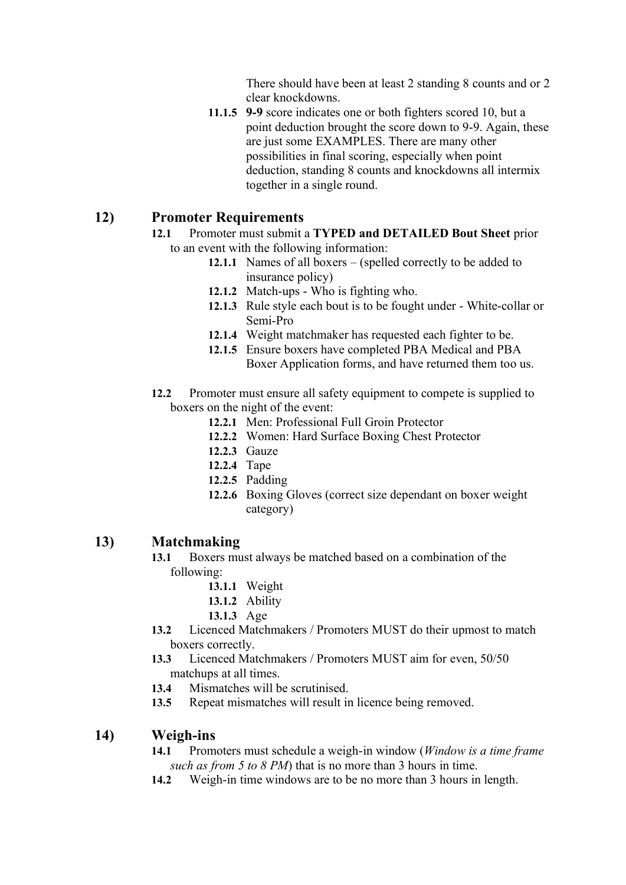There should have been at least 2 standing 8 counts and or 2 clear knockdowns.

**11.1.5** **9-9** score indicates one or both fighters scored 10, but a point deduction brought the score down to 9-9. Again, these are just some EXAMPLES. There are many other possibilities in final scoring, especially when point deduction, standing 8 counts and knockdowns all intermix together in a single round.

## 12) Promoter Requirements

**12.1** Promoter must submit a **TYPED and DETAILED Bout Sheet** prior to an event with the following information:

- **12.1.1** Names of all boxers – (spelled correctly to be added to insurance policy)
- **12.1.2** Match-ups - Who is fighting who.
- **12.1.3** Rule style each bout is to be fought under - White-collar or Semi-Pro
- **12.1.4** Weight matchmaker has requested each fighter to be.
- **12.1.5** Ensure boxers have completed PBA Medical and PBA Boxer Application forms, and have returned them too us.

**12.2** Promoter must ensure all safety equipment to compete is supplied to boxers on the night of the event:

- **12.2.1** Men: Professional Full Groin Protector
- **12.2.2** Women: Hard Surface Boxing Chest Protector
- **12.2.3** Gauze
- **12.2.4** Tape
- **12.2.5** Padding
- **12.2.6** Boxing Gloves (correct size dependant on boxer weight category)

## 13) Matchmaking

**13.1** Boxers must always be matched based on a combination of the following:

- **13.1.1** Weight
- **13.1.2** Ability
- **13.1.3** Age

**13.2** Licenced Matchmakers / Promoters MUST do their upmost to match boxers correctly.

**13.3** Licenced Matchmakers / Promoters MUST aim for even, 50/50 matchups at all times.

**13.4** Mismatches will be scrutinised.

**13.5** Repeat mismatches will result in licence being removed.

## 14) Weigh-ins

**14.1** Promoters must schedule a weigh-in window (*Window is a time frame such as from 5 to 8 PM*) that is no more than 3 hours in time.

**14.2** Weigh-in time windows are to be no more than 3 hours in length.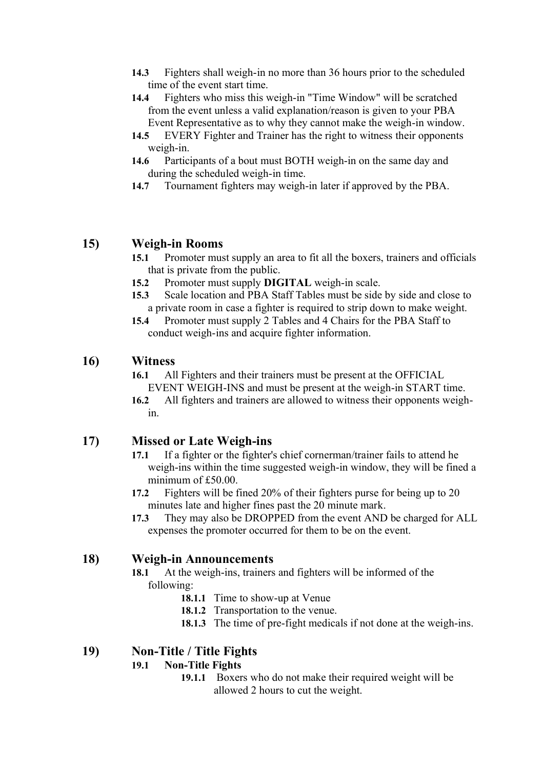**14.3** Fighters shall weigh-in no more than 36 hours prior to the scheduled time of the event start time.

**14.4** Fighters who miss this weigh-in "Time Window" will be scratched from the event unless a valid explanation/reason is given to your PBA Event Representative as to why they cannot make the weigh-in window.

**14.5** EVERY Fighter and Trainer has the right to witness their opponents weigh-in.

**14.6** Participants of a bout must BOTH weigh-in on the same day and during the scheduled weigh-in time.

**14.7** Tournament fighters may weigh-in later if approved by the PBA.

## 15) Weigh-in Rooms

**15.1** Promoter must supply an area to fit all the boxers, trainers and officials that is private from the public.

**15.2** Promoter must supply **DIGITAL** weigh-in scale.

**15.3** Scale location and PBA Staff Tables must be side by side and close to a private room in case a fighter is required to strip down to make weight.

**15.4** Promoter must supply 2 Tables and 4 Chairs for the PBA Staff to conduct weigh-ins and acquire fighter information.

## 16) Witness

**16.1** All Fighters and their trainers must be present at the OFFICIAL EVENT WEIGH-INS and must be present at the weigh-in START time.

**16.2** All fighters and trainers are allowed to witness their opponents weigh-in.

## 17) Missed or Late Weigh-ins

**17.1** If a fighter or the fighter's chief cornerman/trainer fails to attend he weigh-ins within the time suggested weigh-in window, they will be fined a minimum of £50.00.

**17.2** Fighters will be fined 20% of their fighters purse for being up to 20 minutes late and higher fines past the 20 minute mark.

**17.3** They may also be DROPPED from the event AND be charged for ALL expenses the promoter occurred for them to be on the event.

## 18) Weigh-in Announcements

**18.1** At the weigh-ins, trainers and fighters will be informed of the following:

- **18.1.1** Time to show-up at Venue
- **18.1.2** Transportation to the venue.
- **18.1.3** The time of pre-fight medicals if not done at the weigh-ins.

## 19) Non-Title / Title Fights

**19.1 Non-Title Fights**

- **19.1.1** Boxers who do not make their required weight will be allowed 2 hours to cut the weight.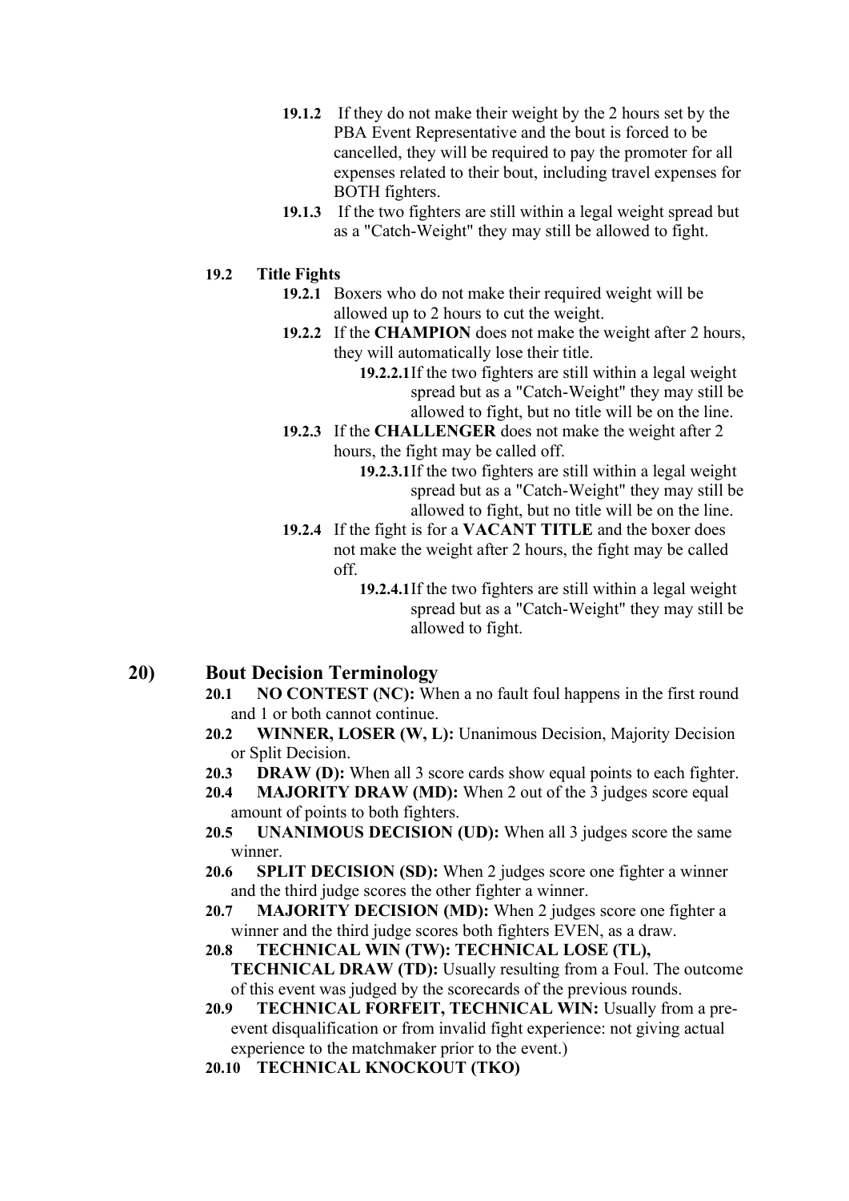- **19.1.2** If they do not make their weight by the 2 hours set by the PBA Event Representative and the bout is forced to be cancelled, they will be required to pay the promoter for all expenses related to their bout, including travel expenses for BOTH fighters.
- **19.1.3** If the two fighters are still within a legal weight spread but as a "Catch-Weight" they may still be allowed to fight.

### 19.2 Title Fights

- **19.2.1** Boxers who do not make their required weight will be allowed up to 2 hours to cut the weight.
- **19.2.2** If the **CHAMPION** does not make the weight after 2 hours, they will automatically lose their title.
  - **19.2.2.1** If the two fighters are still within a legal weight spread but as a "Catch-Weight" they may still be allowed to fight, but no title will be on the line.
- **19.2.3** If the **CHALLENGER** does not make the weight after 2 hours, the fight may be called off.
  - **19.2.3.1** If the two fighters are still within a legal weight spread but as a "Catch-Weight" they may still be allowed to fight, but no title will be on the line.
- **19.2.4** If the fight is for a **VACANT TITLE** and the boxer does not make the weight after 2 hours, the fight may be called off.
  - **19.2.4.1** If the two fighters are still within a legal weight spread but as a "Catch-Weight" they may still be allowed to fight.

## 20) Bout Decision Terminology

- **20.1 NO CONTEST (NC):** When a no fault foul happens in the first round and 1 or both cannot continue.
- **20.2 WINNER, LOSER (W, L):** Unanimous Decision, Majority Decision or Split Decision.
- **20.3 DRAW (D):** When all 3 score cards show equal points to each fighter.
- **20.4 MAJORITY DRAW (MD):** When 2 out of the 3 judges score equal amount of points to both fighters.
- **20.5 UNANIMOUS DECISION (UD):** When all 3 judges score the same winner.
- **20.6 SPLIT DECISION (SD):** When 2 judges score one fighter a winner and the third judge scores the other fighter a winner.
- **20.7 MAJORITY DECISION (MD):** When 2 judges score one fighter a winner and the third judge scores both fighters EVEN, as a draw.
- **20.8 TECHNICAL WIN (TW): TECHNICAL LOSE (TL), TECHNICAL DRAW (TD):** Usually resulting from a Foul. The outcome of this event was judged by the scorecards of the previous rounds.
- **20.9 TECHNICAL FORFEIT, TECHNICAL WIN:** Usually from a pre-event disqualification or from invalid fight experience: not giving actual experience to the matchmaker prior to the event.)
- **20.10 TECHNICAL KNOCKOUT (TKO)**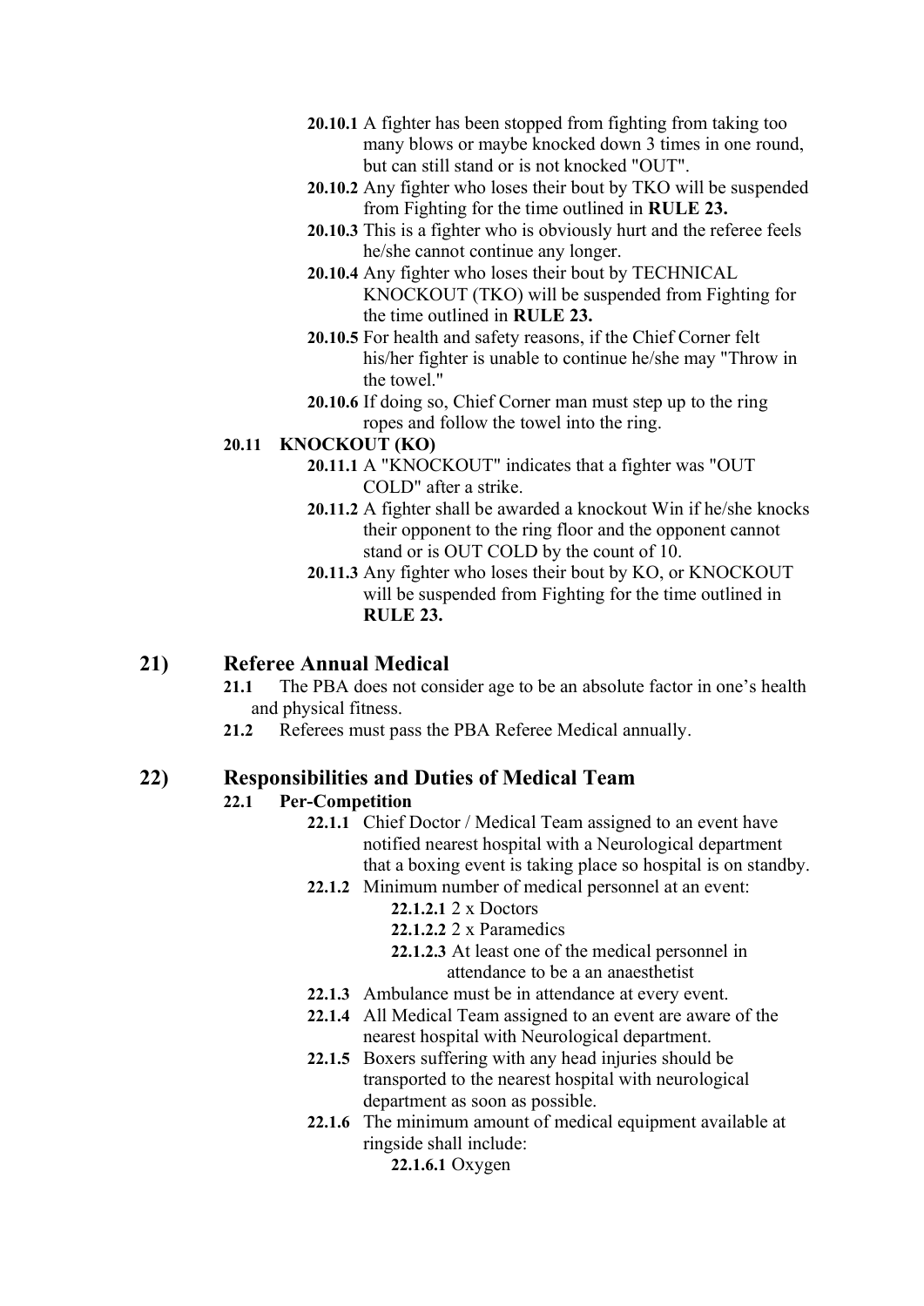- **20.10.1** A fighter has been stopped from fighting from taking too many blows or maybe knocked down 3 times in one round, but can still stand or is not knocked "OUT".
- **20.10.2** Any fighter who loses their bout by TKO will be suspended from Fighting for the time outlined in **RULE 23.**
- **20.10.3** This is a fighter who is obviously hurt and the referee feels he/she cannot continue any longer.
- **20.10.4** Any fighter who loses their bout by TECHNICAL KNOCKOUT (TKO) will be suspended from Fighting for the time outlined in **RULE 23.**
- **20.10.5** For health and safety reasons, if the Chief Corner felt his/her fighter is unable to continue he/she may "Throw in the towel."
- **20.10.6** If doing so, Chief Corner man must step up to the ring ropes and follow the towel into the ring.

**20.11 KNOCKOUT (KO)**

- **20.11.1** A "KNOCKOUT" indicates that a fighter was "OUT COLD" after a strike.
- **20.11.2** A fighter shall be awarded a knockout Win if he/she knocks their opponent to the ring floor and the opponent cannot stand or is OUT COLD by the count of 10.
- **20.11.3** Any fighter who loses their bout by KO, or KNOCKOUT will be suspended from Fighting for the time outlined in **RULE 23.**

## 21) Referee Annual Medical

- **21.1** The PBA does not consider age to be an absolute factor in one's health and physical fitness.
- **21.2** Referees must pass the PBA Referee Medical annually.

## 22) Responsibilities and Duties of Medical Team

**22.1 Per-Competition**

- **22.1.1** Chief Doctor / Medical Team assigned to an event have notified nearest hospital with a Neurological department that a boxing event is taking place so hospital is on standby.
- **22.1.2** Minimum number of medical personnel at an event:
  - **22.1.2.1** 2 x Doctors
  - **22.1.2.2** 2 x Paramedics
  - **22.1.2.3** At least one of the medical personnel in attendance to be a an anaesthetist
- **22.1.3** Ambulance must be in attendance at every event.
- **22.1.4** All Medical Team assigned to an event are aware of the nearest hospital with Neurological department.
- **22.1.5** Boxers suffering with any head injuries should be transported to the nearest hospital with neurological department as soon as possible.
- **22.1.6** The minimum amount of medical equipment available at ringside shall include:
  - **22.1.6.1** Oxygen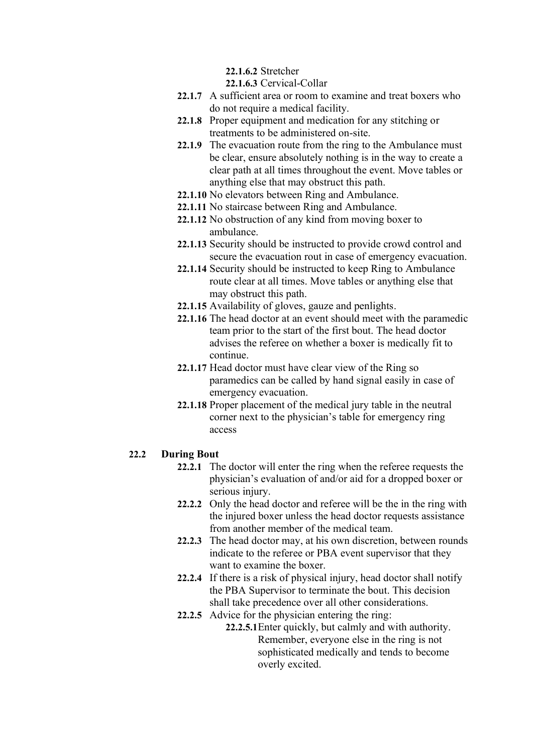**22.1.6.2** Stretcher

**22.1.6.3** Cervical-Collar

**22.1.7** A sufficient area or room to examine and treat boxers who do not require a medical facility.

**22.1.8** Proper equipment and medication for any stitching or treatments to be administered on-site.

**22.1.9** The evacuation route from the ring to the Ambulance must be clear, ensure absolutely nothing is in the way to create a clear path at all times throughout the event. Move tables or anything else that may obstruct this path.

**22.1.10** No elevators between Ring and Ambulance.

**22.1.11** No staircase between Ring and Ambulance.

**22.1.12** No obstruction of any kind from moving boxer to ambulance.

**22.1.13** Security should be instructed to provide crowd control and secure the evacuation rout in case of emergency evacuation.

**22.1.14** Security should be instructed to keep Ring to Ambulance route clear at all times. Move tables or anything else that may obstruct this path.

**22.1.15** Availability of gloves, gauze and penlights.

**22.1.16** The head doctor at an event should meet with the paramedic team prior to the start of the first bout. The head doctor advises the referee on whether a boxer is medically fit to continue.

**22.1.17** Head doctor must have clear view of the Ring so paramedics can be called by hand signal easily in case of emergency evacuation.

**22.1.18** Proper placement of the medical jury table in the neutral corner next to the physician's table for emergency ring access

## 22.2 During Bout

**22.2.1** The doctor will enter the ring when the referee requests the physician's evaluation of and/or aid for a dropped boxer or serious injury.

**22.2.2** Only the head doctor and referee will be the in the ring with the injured boxer unless the head doctor requests assistance from another member of the medical team.

**22.2.3** The head doctor may, at his own discretion, between rounds indicate to the referee or PBA event supervisor that they want to examine the boxer.

**22.2.4** If there is a risk of physical injury, head doctor shall notify the PBA Supervisor to terminate the bout. This decision shall take precedence over all other considerations.

**22.2.5** Advice for the physician entering the ring:

**22.2.5.1** Enter quickly, but calmly and with authority. Remember, everyone else in the ring is not sophisticated medically and tends to become overly excited.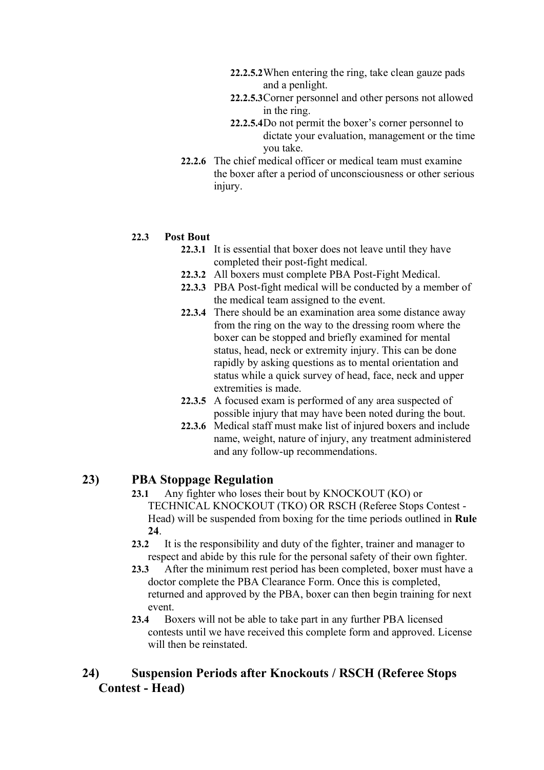- **22.2.5.2** When entering the ring, take clean gauze pads and a penlight.
- **22.2.5.3** Corner personnel and other persons not allowed in the ring.
- **22.2.5.4** Do not permit the boxer's corner personnel to dictate your evaluation, management or the time you take.

**22.2.6** The chief medical officer or medical team must examine the boxer after a period of unconsciousness or other serious injury.

### 22.3 Post Bout

- **22.3.1** It is essential that boxer does not leave until they have completed their post-fight medical.
- **22.3.2** All boxers must complete PBA Post-Fight Medical.
- **22.3.3** PBA Post-fight medical will be conducted by a member of the medical team assigned to the event.
- **22.3.4** There should be an examination area some distance away from the ring on the way to the dressing room where the boxer can be stopped and briefly examined for mental status, head, neck or extremity injury. This can be done rapidly by asking questions as to mental orientation and status while a quick survey of head, face, neck and upper extremities is made.
- **22.3.5** A focused exam is performed of any area suspected of possible injury that may have been noted during the bout.
- **22.3.6** Medical staff must make list of injured boxers and include name, weight, nature of injury, any treatment administered and any follow-up recommendations.

## 23) PBA Stoppage Regulation

- **23.1** Any fighter who loses their bout by KNOCKOUT (KO) or TECHNICAL KNOCKOUT (TKO) OR RSCH (Referee Stops Contest - Head) will be suspended from boxing for the time periods outlined in **Rule 24**.
- **23.2** It is the responsibility and duty of the fighter, trainer and manager to respect and abide by this rule for the personal safety of their own fighter.
- **23.3** After the minimum rest period has been completed, boxer must have a doctor complete the PBA Clearance Form. Once this is completed, returned and approved by the PBA, boxer can then begin training for next event.
- **23.4** Boxers will not be able to take part in any further PBA licensed contests until we have received this complete form and approved. License will then be reinstated.

## 24) Suspension Periods after Knockouts / RSCH (Referee Stops Contest - Head)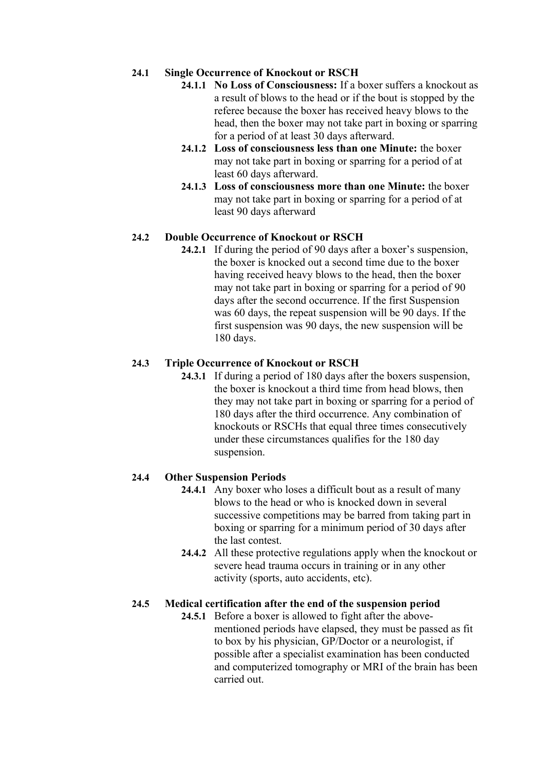### 24.1 Single Occurrence of Knockout or RSCH

**24.1.1 No Loss of Consciousness:** If a boxer suffers a knockout as a result of blows to the head or if the bout is stopped by the referee because the boxer has received heavy blows to the head, then the boxer may not take part in boxing or sparring for a period of at least 30 days afterward.

**24.1.2 Loss of consciousness less than one Minute:** the boxer may not take part in boxing or sparring for a period of at least 60 days afterward.

**24.1.3 Loss of consciousness more than one Minute:** the boxer may not take part in boxing or sparring for a period of at least 90 days afterward

### 24.2 Double Occurrence of Knockout or RSCH

**24.2.1** If during the period of 90 days after a boxer's suspension, the boxer is knocked out a second time due to the boxer having received heavy blows to the head, then the boxer may not take part in boxing or sparring for a period of 90 days after the second occurrence. If the first Suspension was 60 days, the repeat suspension will be 90 days. If the first suspension was 90 days, the new suspension will be 180 days.

### 24.3 Triple Occurrence of Knockout or RSCH

**24.3.1** If during a period of 180 days after the boxers suspension, the boxer is knockout a third time from head blows, then they may not take part in boxing or sparring for a period of 180 days after the third occurrence. Any combination of knockouts or RSCHs that equal three times consecutively under these circumstances qualifies for the 180 day suspension.

### 24.4 Other Suspension Periods

**24.4.1** Any boxer who loses a difficult bout as a result of many blows to the head or who is knocked down in several successive competitions may be barred from taking part in boxing or sparring for a minimum period of 30 days after the last contest.

**24.4.2** All these protective regulations apply when the knockout or severe head trauma occurs in training or in any other activity (sports, auto accidents, etc).

### 24.5 Medical certification after the end of the suspension period

**24.5.1** Before a boxer is allowed to fight after the above-mentioned periods have elapsed, they must be passed as fit to box by his physician, GP/Doctor or a neurologist, if possible after a specialist examination has been conducted and computerized tomography or MRI of the brain has been carried out.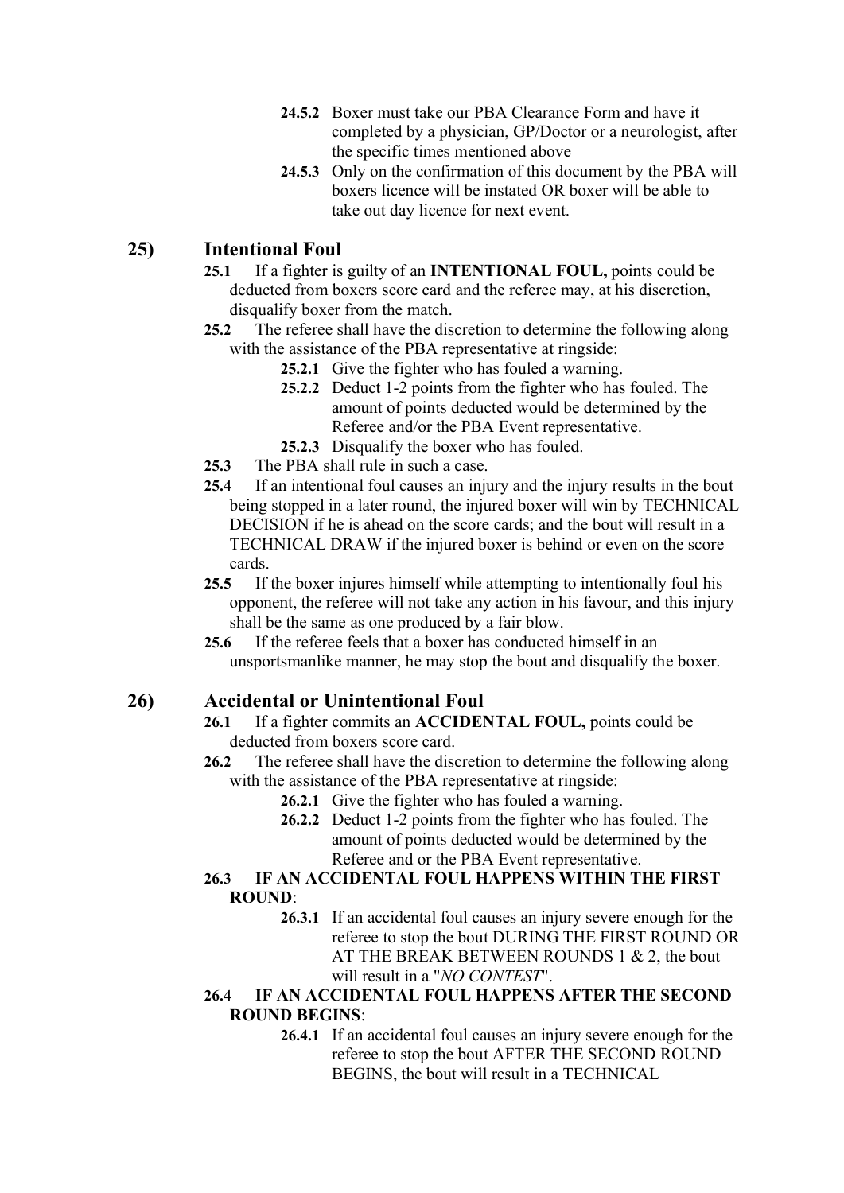**24.5.2** Boxer must take our PBA Clearance Form and have it completed by a physician, GP/Doctor or a neurologist, after the specific times mentioned above

**24.5.3** Only on the confirmation of this document by the PBA will boxers licence will be instated OR boxer will be able to take out day licence for next event.

## 25) Intentional Foul

**25.1** If a fighter is guilty of an **INTENTIONAL FOUL,** points could be deducted from boxers score card and the referee may, at his discretion, disqualify boxer from the match.

**25.2** The referee shall have the discretion to determine the following along with the assistance of the PBA representative at ringside:

- **25.2.1** Give the fighter who has fouled a warning.
- **25.2.2** Deduct 1-2 points from the fighter who has fouled. The amount of points deducted would be determined by the Referee and/or the PBA Event representative.
- **25.2.3** Disqualify the boxer who has fouled.

**25.3** The PBA shall rule in such a case.

**25.4** If an intentional foul causes an injury and the injury results in the bout being stopped in a later round, the injured boxer will win by TECHNICAL DECISION if he is ahead on the score cards; and the bout will result in a TECHNICAL DRAW if the injured boxer is behind or even on the score cards.

**25.5** If the boxer injures himself while attempting to intentionally foul his opponent, the referee will not take any action in his favour, and this injury shall be the same as one produced by a fair blow.

**25.6** If the referee feels that a boxer has conducted himself in an unsportsmanlike manner, he may stop the bout and disqualify the boxer.

## 26) Accidental or Unintentional Foul

**26.1** If a fighter commits an **ACCIDENTAL FOUL,** points could be deducted from boxers score card.

**26.2** The referee shall have the discretion to determine the following along with the assistance of the PBA representative at ringside:

- **26.2.1** Give the fighter who has fouled a warning.
- **26.2.2** Deduct 1-2 points from the fighter who has fouled. The amount of points deducted would be determined by the Referee and or the PBA Event representative.

**26.3 IF AN ACCIDENTAL FOUL HAPPENS WITHIN THE FIRST ROUND**:

- **26.3.1** If an accidental foul causes an injury severe enough for the referee to stop the bout DURING THE FIRST ROUND OR AT THE BREAK BETWEEN ROUNDS 1 & 2, the bout will result in a "*NO CONTEST*".

**26.4 IF AN ACCIDENTAL FOUL HAPPENS AFTER THE SECOND ROUND BEGINS**:

- **26.4.1** If an accidental foul causes an injury severe enough for the referee to stop the bout AFTER THE SECOND ROUND BEGINS, the bout will result in a TECHNICAL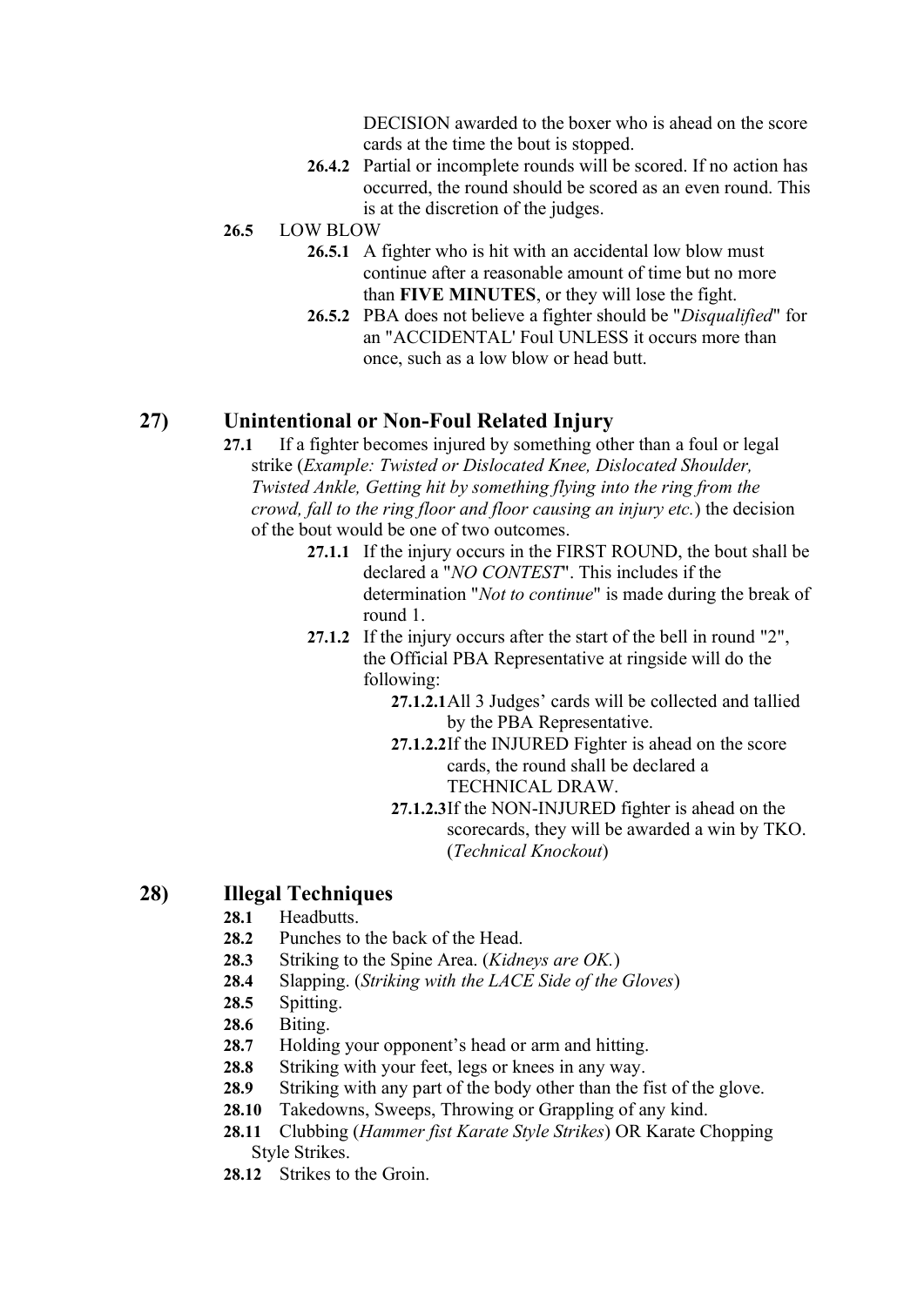DECISION awarded to the boxer who is ahead on the score cards at the time the bout is stopped.

**26.4.2** Partial or incomplete rounds will be scored. If no action has occurred, the round should be scored as an even round. This is at the discretion of the judges.

**26.5** LOW BLOW

**26.5.1** A fighter who is hit with an accidental low blow must continue after a reasonable amount of time but no more than **FIVE MINUTES**, or they will lose the fight.

**26.5.2** PBA does not believe a fighter should be "*Disqualified*" for an "ACCIDENTAL' Foul UNLESS it occurs more than once, such as a low blow or head butt.

## 27) Unintentional or Non-Foul Related Injury

**27.1** If a fighter becomes injured by something other than a foul or legal strike (*Example: Twisted or Dislocated Knee, Dislocated Shoulder, Twisted Ankle, Getting hit by something flying into the ring from the crowd, fall to the ring floor and floor causing an injury etc.*) the decision of the bout would be one of two outcomes.

**27.1.1** If the injury occurs in the FIRST ROUND, the bout shall be declared a "*NO CONTEST*". This includes if the determination "*Not to continue*" is made during the break of round 1.

**27.1.2** If the injury occurs after the start of the bell in round "2", the Official PBA Representative at ringside will do the following:

**27.1.2.1** All 3 Judges' cards will be collected and tallied by the PBA Representative.

**27.1.2.2** If the INJURED Fighter is ahead on the score cards, the round shall be declared a TECHNICAL DRAW.

**27.1.2.3** If the NON-INJURED fighter is ahead on the scorecards, they will be awarded a win by TKO. (*Technical Knockout*)

## 28) Illegal Techniques

**28.1** Headbutts.

**28.2** Punches to the back of the Head.

**28.3** Striking to the Spine Area. (*Kidneys are OK.*)

**28.4** Slapping. (*Striking with the LACE Side of the Gloves*)

**28.5** Spitting.

**28.6** Biting.

**28.7** Holding your opponent's head or arm and hitting.

**28.8** Striking with your feet, legs or knees in any way.

**28.9** Striking with any part of the body other than the fist of the glove.

**28.10** Takedowns, Sweeps, Throwing or Grappling of any kind.

**28.11** Clubbing (*Hammer fist Karate Style Strikes*) OR Karate Chopping Style Strikes.

**28.12** Strikes to the Groin.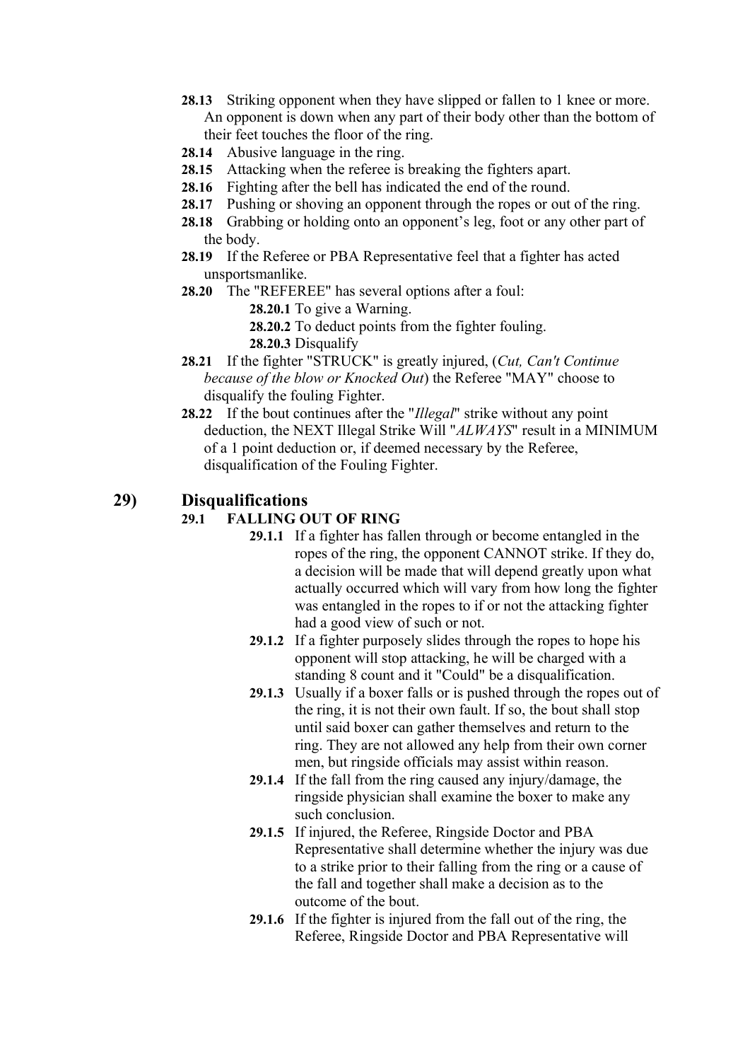**28.13** Striking opponent when they have slipped or fallen to 1 knee or more. An opponent is down when any part of their body other than the bottom of their feet touches the floor of the ring.

**28.14** Abusive language in the ring.

**28.15** Attacking when the referee is breaking the fighters apart.

**28.16** Fighting after the bell has indicated the end of the round.

**28.17** Pushing or shoving an opponent through the ropes or out of the ring.

**28.18** Grabbing or holding onto an opponent's leg, foot or any other part of the body.

**28.19** If the Referee or PBA Representative feel that a fighter has acted unsportsmanlike.

**28.20** The "REFEREE" has several options after a foul:

- **28.20.1** To give a Warning.
- **28.20.2** To deduct points from the fighter fouling.
- **28.20.3** Disqualify

**28.21** If the fighter "STRUCK" is greatly injured, (*Cut, Can't Continue because of the blow or Knocked Out*) the Referee "MAY" choose to disqualify the fouling Fighter.

**28.22** If the bout continues after the "*Illegal*" strike without any point deduction, the NEXT Illegal Strike Will "*ALWAYS*" result in a MINIMUM of a 1 point deduction or, if deemed necessary by the Referee, disqualification of the Fouling Fighter.

## 29) Disqualifications

### 29.1 FALLING OUT OF RING

**29.1.1** If a fighter has fallen through or become entangled in the ropes of the ring, the opponent CANNOT strike. If they do, a decision will be made that will depend greatly upon what actually occurred which will vary from how long the fighter was entangled in the ropes to if or not the attacking fighter had a good view of such or not.

**29.1.2** If a fighter purposely slides through the ropes to hope his opponent will stop attacking, he will be charged with a standing 8 count and it "Could" be a disqualification.

**29.1.3** Usually if a boxer falls or is pushed through the ropes out of the ring, it is not their own fault. If so, the bout shall stop until said boxer can gather themselves and return to the ring. They are not allowed any help from their own corner men, but ringside officials may assist within reason.

**29.1.4** If the fall from the ring caused any injury/damage, the ringside physician shall examine the boxer to make any such conclusion.

**29.1.5** If injured, the Referee, Ringside Doctor and PBA Representative shall determine whether the injury was due to a strike prior to their falling from the ring or a cause of the fall and together shall make a decision as to the outcome of the bout.

**29.1.6** If the fighter is injured from the fall out of the ring, the Referee, Ringside Doctor and PBA Representative will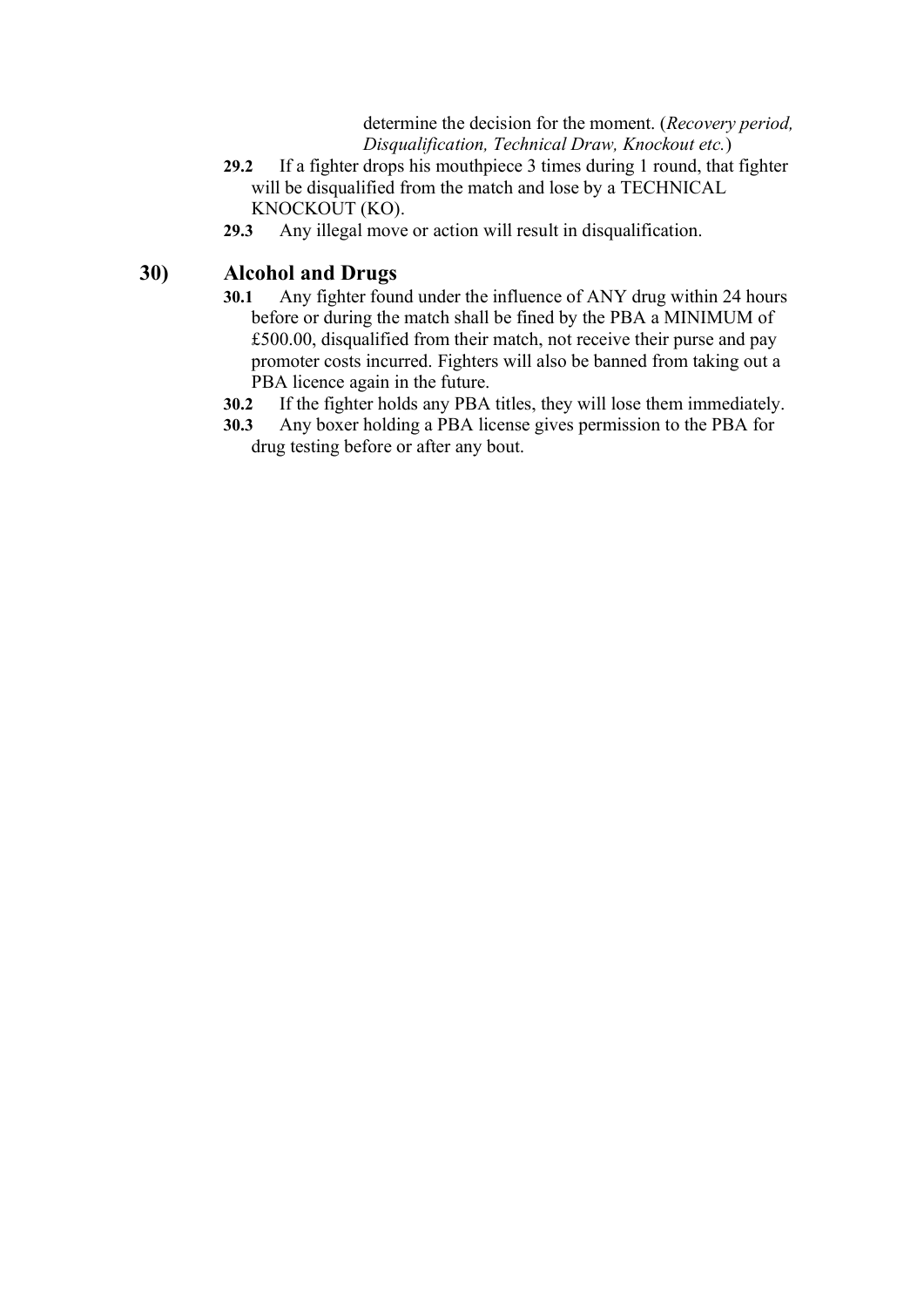determine the decision for the moment. (*Recovery period, Disqualification, Technical Draw, Knockout etc.*)

**29.2** If a fighter drops his mouthpiece 3 times during 1 round, that fighter will be disqualified from the match and lose by a TECHNICAL KNOCKOUT (KO).

**29.3** Any illegal move or action will result in disqualification.

## 30) Alcohol and Drugs

**30.1** Any fighter found under the influence of ANY drug within 24 hours before or during the match shall be fined by the PBA a MINIMUM of £500.00, disqualified from their match, not receive their purse and pay promoter costs incurred. Fighters will also be banned from taking out a PBA licence again in the future.

**30.2** If the fighter holds any PBA titles, they will lose them immediately.

**30.3** Any boxer holding a PBA license gives permission to the PBA for drug testing before or after any bout.